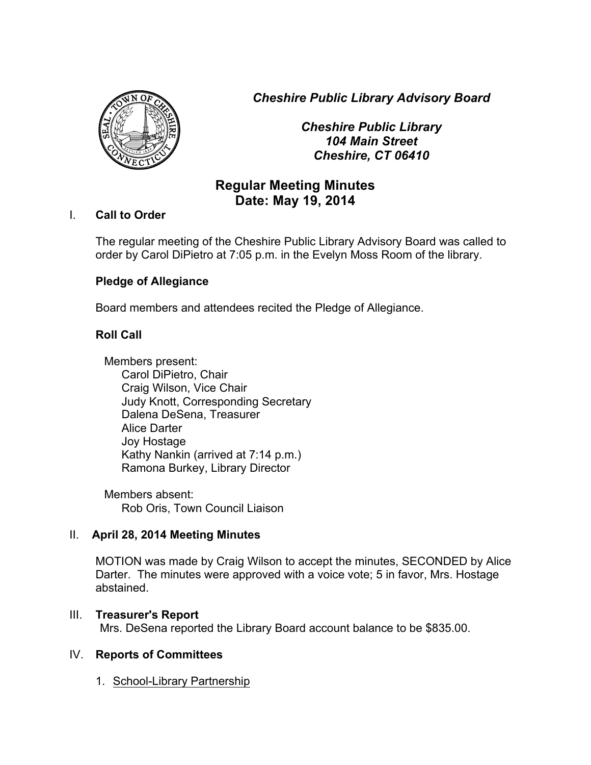*Cheshire Public Library Advisory Board*

*Cheshire Public Library*
*104 Main Street*
*Cheshire, CT 06410*

# Regular Meeting Minutes
## Date: May 19, 2014

I. **Call to Order**

The regular meeting of the Cheshire Public Library Advisory Board was called to order by Carol DiPietro at 7:05 p.m. in the Evelyn Moss Room of the library.

**Pledge of Allegiance**

Board members and attendees recited the Pledge of Allegiance.

**Roll Call**

Members present:
- Carol DiPietro, Chair
- Craig Wilson, Vice Chair
- Judy Knott, Corresponding Secretary
- Dalena DeSena, Treasurer
- Alice Darter
- Joy Hostage
- Kathy Nankin (arrived at 7:14 p.m.)
- Ramona Burkey, Library Director

Members absent:
- Rob Oris, Town Council Liaison

II. **April 28, 2014 Meeting Minutes**

MOTION was made by Craig Wilson to accept the minutes, SECONDED by Alice Darter. The minutes were approved with a voice vote; 5 in favor, Mrs. Hostage abstained.

III. **Treasurer's Report**

Mrs. DeSena reported the Library Board account balance to be $835.00.

IV. **Reports of Committees**

1. School-Library Partnership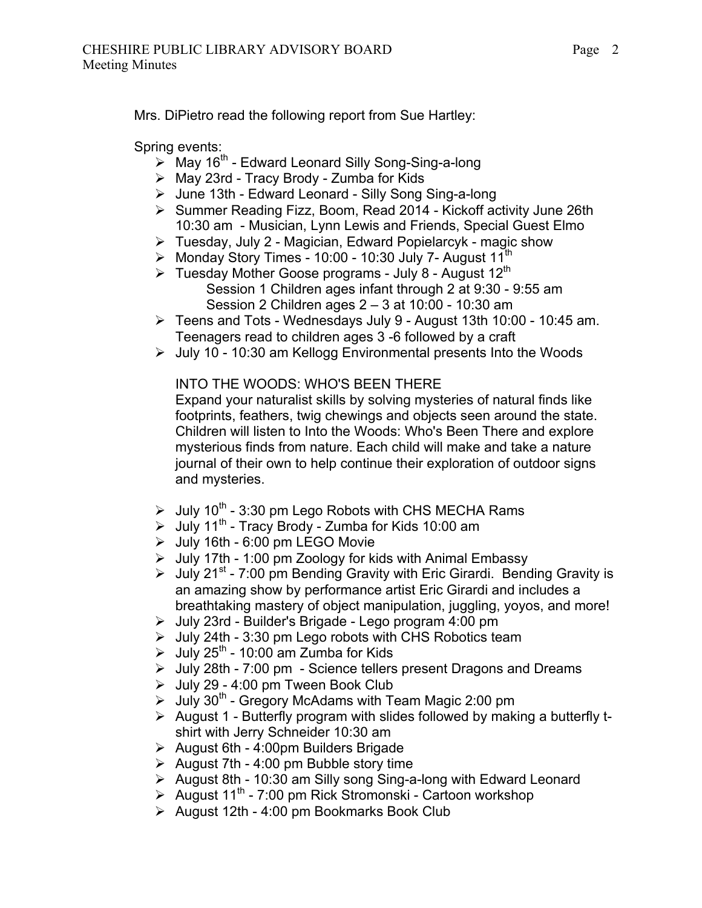Mrs. DiPietro read the following report from Sue Hartley:

Spring events:

- May 16th - Edward Leonard Silly Song-Sing-a-long
- May 23rd - Tracy Brody - Zumba for Kids
- June 13th - Edward Leonard - Silly Song Sing-a-long
- Summer Reading Fizz, Boom, Read 2014 - Kickoff activity June 26th 10:30 am - Musician, Lynn Lewis and Friends, Special Guest Elmo
- Tuesday, July 2 - Magician, Edward Popielarcyk - magic show
- Monday Story Times - 10:00 - 10:30 July 7- August 11th
- Tuesday Mother Goose programs - July 8 - August 12th
  - Session 1 Children ages infant through 2 at 9:30 - 9:55 am
  - Session 2 Children ages 2 – 3 at 10:00 - 10:30 am
- Teens and Tots - Wednesdays July 9 - August 13th 10:00 - 10:45 am. Teenagers read to children ages 3 -6 followed by a craft
- July 10 - 10:30 am Kellogg Environmental presents Into the Woods

  INTO THE WOODS: WHO'S BEEN THERE

  Expand your naturalist skills by solving mysteries of natural finds like footprints, feathers, twig chewings and objects seen around the state. Children will listen to Into the Woods: Who's Been There and explore mysterious finds from nature. Each child will make and take a nature journal of their own to help continue their exploration of outdoor signs and mysteries.

- July 10th - 3:30 pm Lego Robots with CHS MECHA Rams
- July 11th - Tracy Brody - Zumba for Kids 10:00 am
- July 16th - 6:00 pm LEGO Movie
- July 17th - 1:00 pm Zoology for kids with Animal Embassy
- July 21st - 7:00 pm Bending Gravity with Eric Girardi. Bending Gravity is an amazing show by performance artist Eric Girardi and includes a breathtaking mastery of object manipulation, juggling, yoyos, and more!
- July 23rd - Builder's Brigade - Lego program 4:00 pm
- July 24th - 3:30 pm Lego robots with CHS Robotics team
- July 25th - 10:00 am Zumba for Kids
- July 28th - 7:00 pm - Science tellers present Dragons and Dreams
- July 29 - 4:00 pm Tween Book Club
- July 30th - Gregory McAdams with Team Magic 2:00 pm
- August 1 - Butterfly program with slides followed by making a butterfly t-shirt with Jerry Schneider 10:30 am
- August 6th - 4:00pm Builders Brigade
- August 7th - 4:00 pm Bubble story time
- August 8th - 10:30 am Silly song Sing-a-long with Edward Leonard
- August 11th - 7:00 pm Rick Stromonski - Cartoon workshop
- August 12th - 4:00 pm Bookmarks Book Club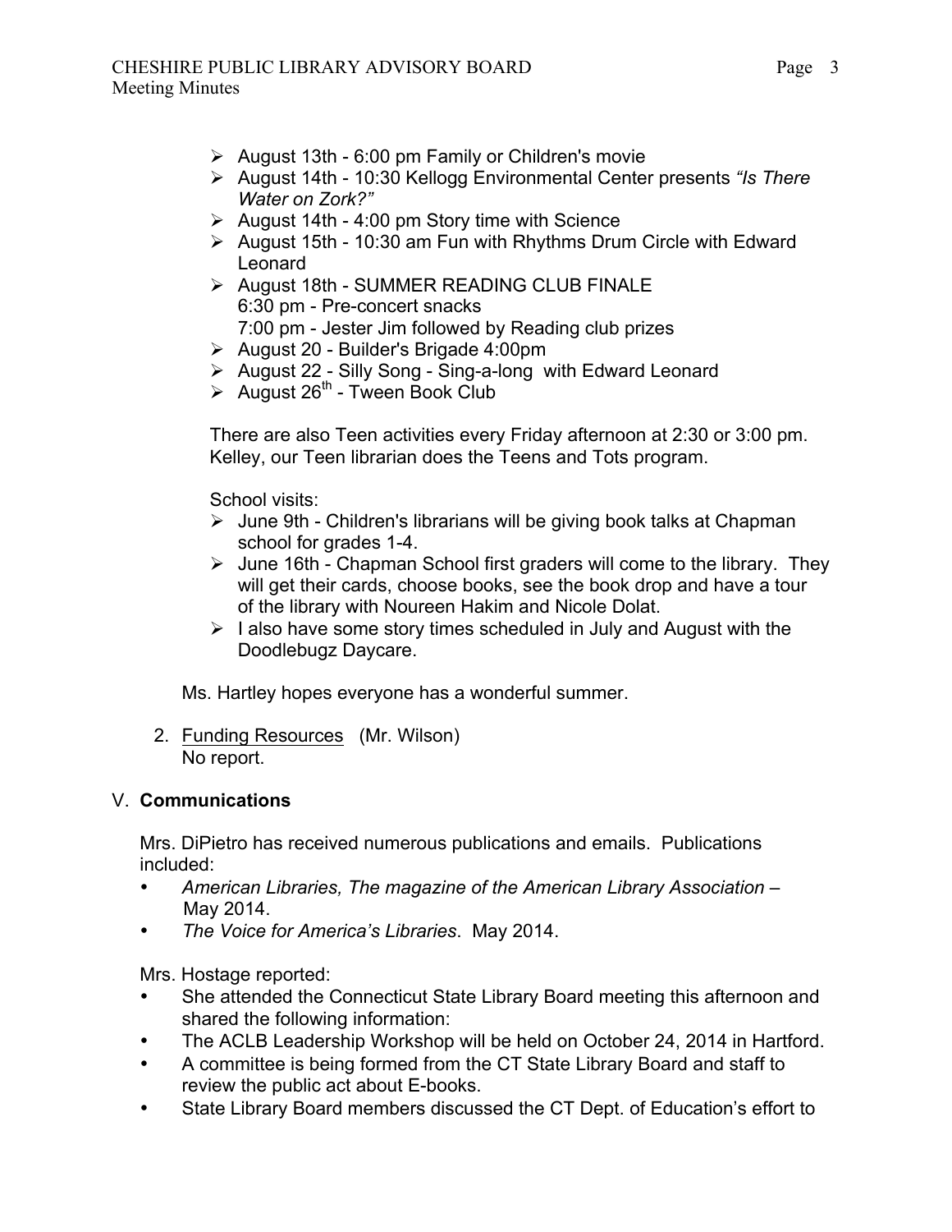- August 13th - 6:00 pm Family or Children's movie
- August 14th - 10:30 Kellogg Environmental Center presents *"Is There Water on Zork?"*
- August 14th - 4:00 pm Story time with Science
- August 15th - 10:30 am Fun with Rhythms Drum Circle with Edward Leonard
- August 18th - SUMMER READING CLUB FINALE
  6:30 pm - Pre-concert snacks
  7:00 pm - Jester Jim followed by Reading club prizes
- August 20 - Builder's Brigade 4:00pm
- August 22 - Silly Song - Sing-a-long with Edward Leonard
- August 26th - Tween Book Club

There are also Teen activities every Friday afternoon at 2:30 or 3:00 pm. Kelley, our Teen librarian does the Teens and Tots program.

School visits:

- June 9th - Children's librarians will be giving book talks at Chapman school for grades 1-4.
- June 16th - Chapman School first graders will come to the library. They will get their cards, choose books, see the book drop and have a tour of the library with Noureen Hakim and Nicole Dolat.
- I also have some story times scheduled in July and August with the Doodlebugz Daycare.

Ms. Hartley hopes everyone has a wonderful summer.

2. Funding Resources (Mr. Wilson)
   No report.

## V. **Communications**

Mrs. DiPietro has received numerous publications and emails. Publications included:

- *American Libraries, The magazine of the American Library Association* – May 2014.
- *The Voice for America's Libraries*. May 2014.

Mrs. Hostage reported:

- She attended the Connecticut State Library Board meeting this afternoon and shared the following information:
- The ACLB Leadership Workshop will be held on October 24, 2014 in Hartford.
- A committee is being formed from the CT State Library Board and staff to review the public act about E-books.
- State Library Board members discussed the CT Dept. of Education's effort to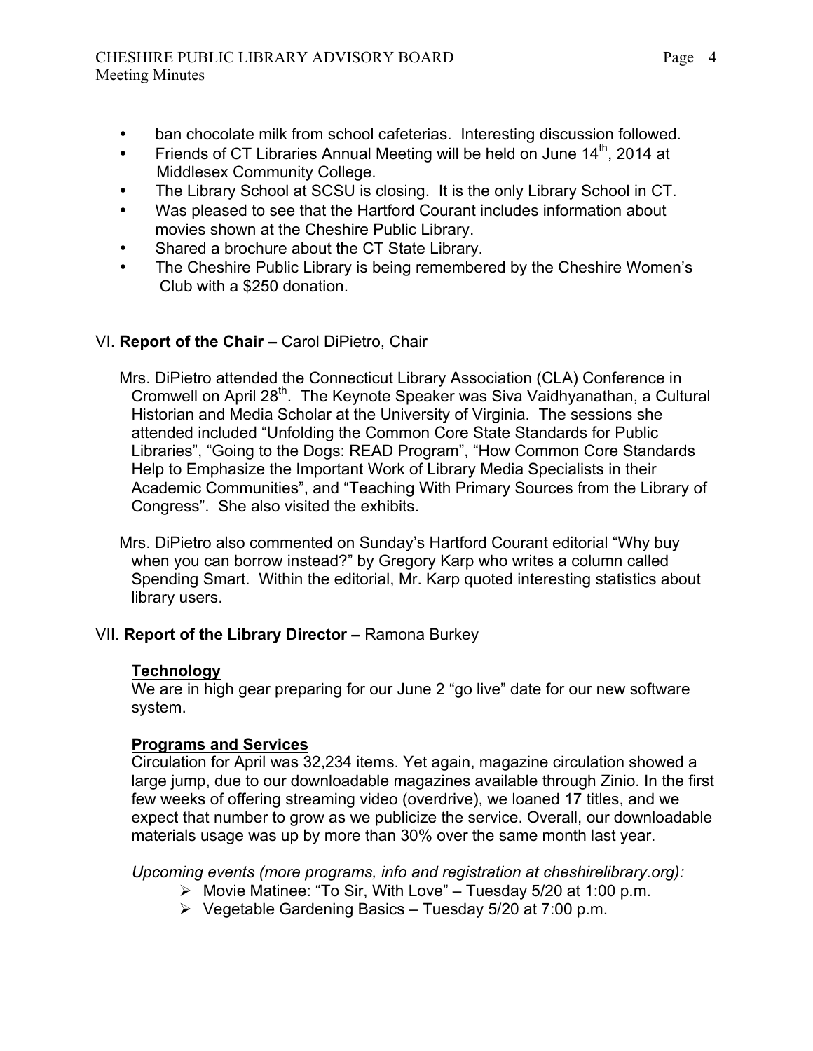- ban chocolate milk from school cafeterias. Interesting discussion followed.
- Friends of CT Libraries Annual Meeting will be held on June 14th, 2014 at Middlesex Community College.
- The Library School at SCSU is closing. It is the only Library School in CT.
- Was pleased to see that the Hartford Courant includes information about movies shown at the Cheshire Public Library.
- Shared a brochure about the CT State Library.
- The Cheshire Public Library is being remembered by the Cheshire Women's Club with a $250 donation.

## VI. **Report of the Chair –** Carol DiPietro, Chair

Mrs. DiPietro attended the Connecticut Library Association (CLA) Conference in Cromwell on April 28th. The Keynote Speaker was Siva Vaidhyanathan, a Cultural Historian and Media Scholar at the University of Virginia. The sessions she attended included "Unfolding the Common Core State Standards for Public Libraries", "Going to the Dogs: READ Program", "How Common Core Standards Help to Emphasize the Important Work of Library Media Specialists in their Academic Communities", and "Teaching With Primary Sources from the Library of Congress". She also visited the exhibits.

Mrs. DiPietro also commented on Sunday's Hartford Courant editorial "Why buy when you can borrow instead?" by Gregory Karp who writes a column called Spending Smart. Within the editorial, Mr. Karp quoted interesting statistics about library users.

## VII. **Report of the Library Director –** Ramona Burkey

### **Technology**

We are in high gear preparing for our June 2 "go live" date for our new software system.

### **Programs and Services**

Circulation for April was 32,234 items. Yet again, magazine circulation showed a large jump, due to our downloadable magazines available through Zinio. In the first few weeks of offering streaming video (overdrive), we loaned 17 titles, and we expect that number to grow as we publicize the service. Overall, our downloadable materials usage was up by more than 30% over the same month last year.

*Upcoming events (more programs, info and registration at cheshirelibrary.org):*

- Movie Matinee: "To Sir, With Love" – Tuesday 5/20 at 1:00 p.m.
- Vegetable Gardening Basics – Tuesday 5/20 at 7:00 p.m.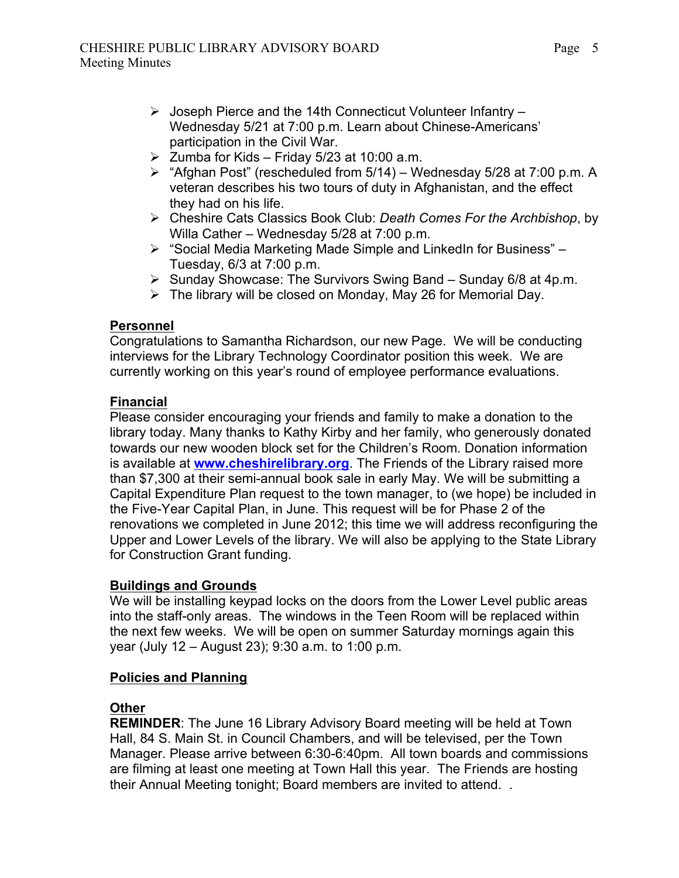- Joseph Pierce and the 14th Connecticut Volunteer Infantry – Wednesday 5/21 at 7:00 p.m. Learn about Chinese-Americans' participation in the Civil War.
- Zumba for Kids – Friday 5/23 at 10:00 a.m.
- "Afghan Post" (rescheduled from 5/14) – Wednesday 5/28 at 7:00 p.m. A veteran describes his two tours of duty in Afghanistan, and the effect they had on his life.
- Cheshire Cats Classics Book Club: *Death Comes For the Archbishop*, by Willa Cather – Wednesday 5/28 at 7:00 p.m.
- "Social Media Marketing Made Simple and LinkedIn for Business" – Tuesday, 6/3 at 7:00 p.m.
- Sunday Showcase: The Survivors Swing Band – Sunday 6/8 at 4p.m.
- The library will be closed on Monday, May 26 for Memorial Day.

**Personnel**

Congratulations to Samantha Richardson, our new Page. We will be conducting interviews for the Library Technology Coordinator position this week. We are currently working on this year's round of employee performance evaluations.

**Financial**

Please consider encouraging your friends and family to make a donation to the library today. Many thanks to Kathy Kirby and her family, who generously donated towards our new wooden block set for the Children's Room. Donation information is available at **www.cheshirelibrary.org**. The Friends of the Library raised more than $7,300 at their semi-annual book sale in early May. We will be submitting a Capital Expenditure Plan request to the town manager, to (we hope) be included in the Five-Year Capital Plan, in June. This request will be for Phase 2 of the renovations we completed in June 2012; this time we will address reconfiguring the Upper and Lower Levels of the library. We will also be applying to the State Library for Construction Grant funding.

**Buildings and Grounds**

We will be installing keypad locks on the doors from the Lower Level public areas into the staff-only areas. The windows in the Teen Room will be replaced within the next few weeks. We will be open on summer Saturday mornings again this year (July 12 – August 23); 9:30 a.m. to 1:00 p.m.

**Policies and Planning**

**Other**

**REMINDER**: The June 16 Library Advisory Board meeting will be held at Town Hall, 84 S. Main St. in Council Chambers, and will be televised, per the Town Manager. Please arrive between 6:30-6:40pm. All town boards and commissions are filming at least one meeting at Town Hall this year. The Friends are hosting their Annual Meeting tonight; Board members are invited to attend. .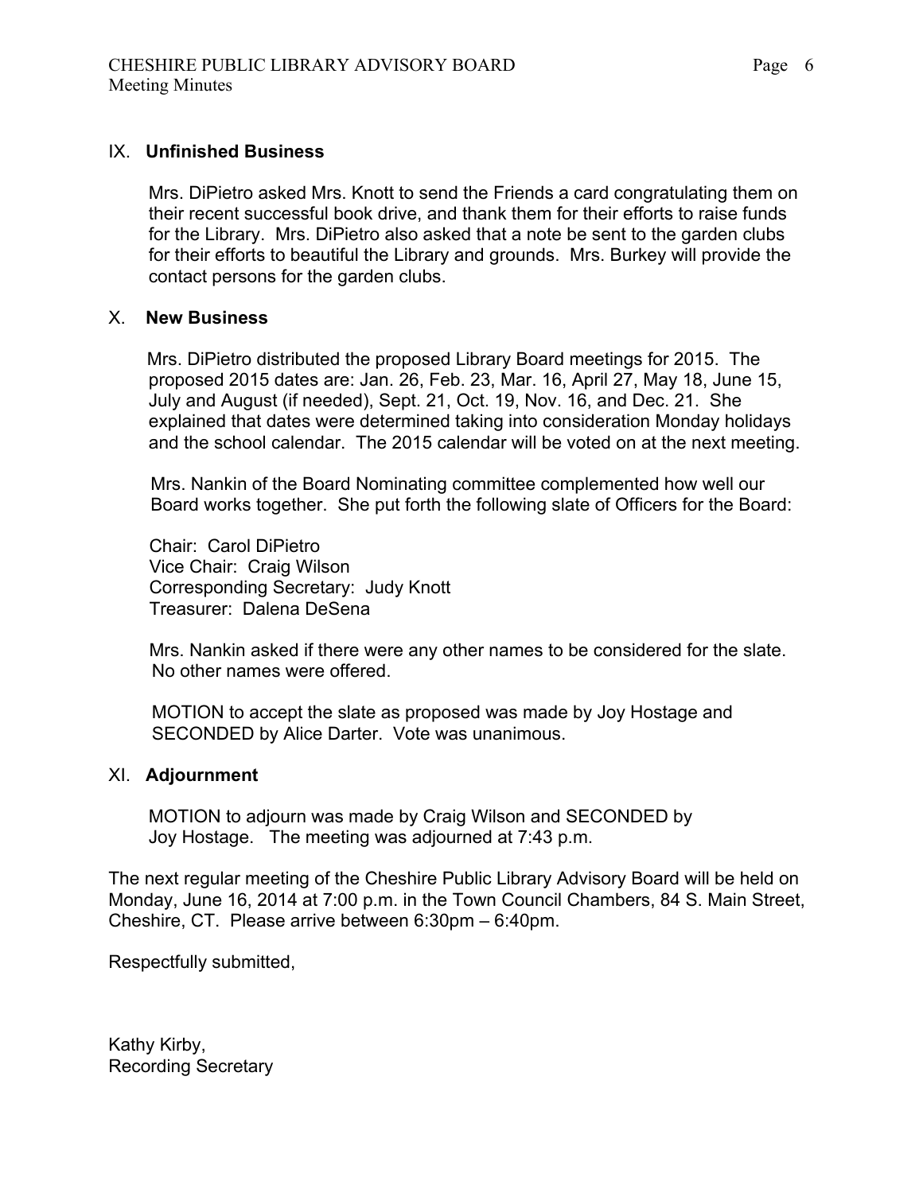## IX. **Unfinished Business**

Mrs. DiPietro asked Mrs. Knott to send the Friends a card congratulating them on their recent successful book drive, and thank them for their efforts to raise funds for the Library. Mrs. DiPietro also asked that a note be sent to the garden clubs for their efforts to beautiful the Library and grounds. Mrs. Burkey will provide the contact persons for the garden clubs.

## X. **New Business**

Mrs. DiPietro distributed the proposed Library Board meetings for 2015. The proposed 2015 dates are: Jan. 26, Feb. 23, Mar. 16, April 27, May 18, June 15, July and August (if needed), Sept. 21, Oct. 19, Nov. 16, and Dec. 21. She explained that dates were determined taking into consideration Monday holidays and the school calendar. The 2015 calendar will be voted on at the next meeting.

Mrs. Nankin of the Board Nominating committee complemented how well our Board works together. She put forth the following slate of Officers for the Board:

Chair: Carol DiPietro
Vice Chair: Craig Wilson
Corresponding Secretary: Judy Knott
Treasurer: Dalena DeSena

Mrs. Nankin asked if there were any other names to be considered for the slate. No other names were offered.

MOTION to accept the slate as proposed was made by Joy Hostage and SECONDED by Alice Darter. Vote was unanimous.

## XI. **Adjournment**

MOTION to adjourn was made by Craig Wilson and SECONDED by Joy Hostage. The meeting was adjourned at 7:43 p.m.

The next regular meeting of the Cheshire Public Library Advisory Board will be held on Monday, June 16, 2014 at 7:00 p.m. in the Town Council Chambers, 84 S. Main Street, Cheshire, CT. Please arrive between 6:30pm – 6:40pm.

Respectfully submitted,

Kathy Kirby,
Recording Secretary